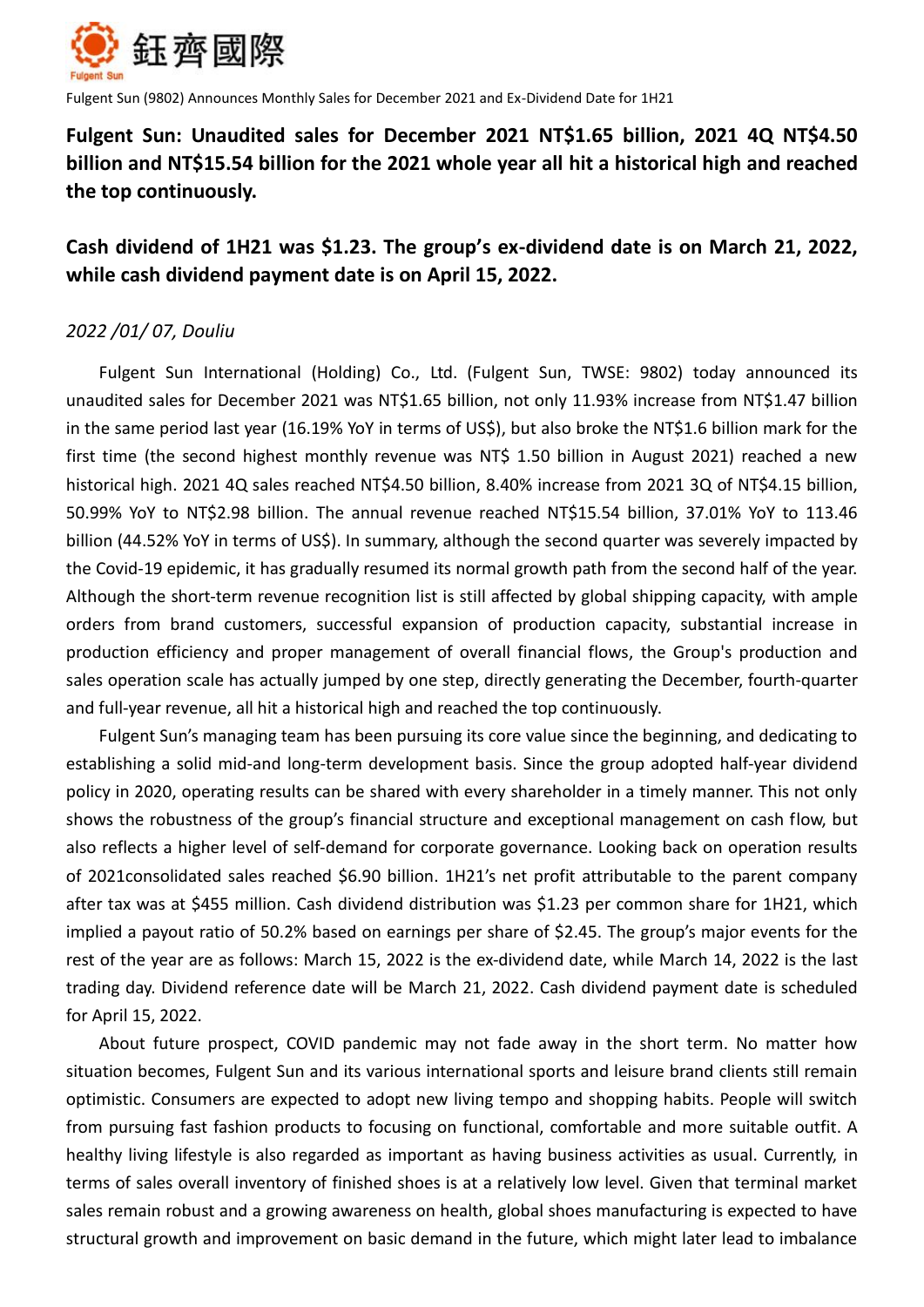鈺齊國際

Fulgent Sun (9802) Announces Monthly Sales for December 2021 and Ex-Dividend Date for 1H21

## Fulgent Sun: Unaudited sales for December 2021 NT$1.65 billion, 2021 4Q NT$4.50 billion and NT$15.54 billion for the 2021 whole year all hit a historical high and reached the top continuously.

## Cash dividend of 1H21 was $1.23. The group's ex-dividend date is on March 21, 2022, while cash dividend payment date is on April 15, 2022.

*2022 /01/ 07, Douliu*

Fulgent Sun International (Holding) Co., Ltd. (Fulgent Sun, TWSE: 9802) today announced its unaudited sales for December 2021 was NT$1.65 billion, not only 11.93% increase from NT$1.47 billion in the same period last year (16.19% YoY in terms of US$), but also broke the NT$1.6 billion mark for the first time (the second highest monthly revenue was NT$ 1.50 billion in August 2021) reached a new historical high. 2021 4Q sales reached NT$4.50 billion, 8.40% increase from 2021 3Q of NT$4.15 billion, 50.99% YoY to NT$2.98 billion. The annual revenue reached NT$15.54 billion, 37.01% YoY to 113.46 billion (44.52% YoY in terms of US$). In summary, although the second quarter was severely impacted by the Covid-19 epidemic, it has gradually resumed its normal growth path from the second half of the year. Although the short-term revenue recognition list is still affected by global shipping capacity, with ample orders from brand customers, successful expansion of production capacity, substantial increase in production efficiency and proper management of overall financial flows, the Group's production and sales operation scale has actually jumped by one step, directly generating the December, fourth-quarter and full-year revenue, all hit a historical high and reached the top continuously.

Fulgent Sun's managing team has been pursuing its core value since the beginning, and dedicating to establishing a solid mid-and long-term development basis. Since the group adopted half-year dividend policy in 2020, operating results can be shared with every shareholder in a timely manner. This not only shows the robustness of the group's financial structure and exceptional management on cash flow, but also reflects a higher level of self-demand for corporate governance. Looking back on operation results of 2021consolidated sales reached $6.90 billion. 1H21's net profit attributable to the parent company after tax was at $455 million. Cash dividend distribution was $1.23 per common share for 1H21, which implied a payout ratio of 50.2% based on earnings per share of $2.45. The group's major events for the rest of the year are as follows: March 15, 2022 is the ex-dividend date, while March 14, 2022 is the last trading day. Dividend reference date will be March 21, 2022. Cash dividend payment date is scheduled for April 15, 2022.

About future prospect, COVID pandemic may not fade away in the short term. No matter how situation becomes, Fulgent Sun and its various international sports and leisure brand clients still remain optimistic. Consumers are expected to adopt new living tempo and shopping habits. People will switch from pursuing fast fashion products to focusing on functional, comfortable and more suitable outfit. A healthy living lifestyle is also regarded as important as having business activities as usual. Currently, in terms of sales overall inventory of finished shoes is at a relatively low level. Given that terminal market sales remain robust and a growing awareness on health, global shoes manufacturing is expected to have structural growth and improvement on basic demand in the future, which might later lead to imbalance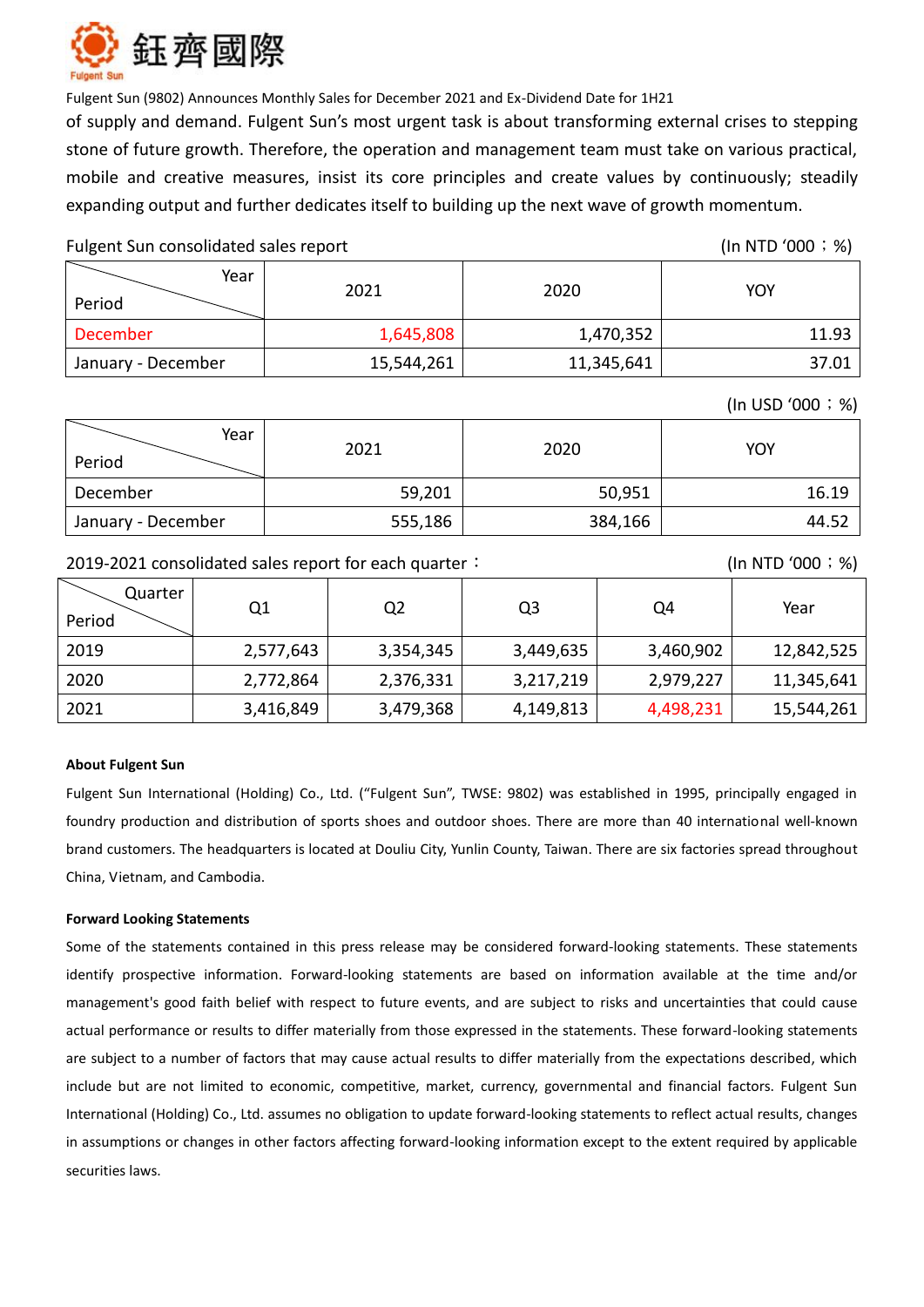Fulgent Sun (9802) Announces Monthly Sales for December 2021 and Ex-Dividend Date for 1H21

of supply and demand. Fulgent Sun's most urgent task is about transforming external crises to stepping stone of future growth. Therefore, the operation and management team must take on various practical, mobile and creative measures, insist its core principles and create values by continuously; steadily expanding output and further dedicates itself to building up the next wave of growth momentum.

Fulgent Sun consolidated sales report (In NTD '000；%)

| Period \ Year | 2021 | 2020 | YOY |
|---|---|---|---|
| December | 1,645,808 | 1,470,352 | 11.93 |
| January - December | 15,544,261 | 11,345,641 | 37.01 |

(In USD '000；%)

| Period \ Year | 2021 | 2020 | YOY |
|---|---|---|---|
| December | 59,201 | 50,951 | 16.19 |
| January - December | 555,186 | 384,166 | 44.52 |

2019-2021 consolidated sales report for each quarter： (In NTD '000；%)

| Period \ Quarter | Q1 | Q2 | Q3 | Q4 | Year |
|---|---|---|---|---|---|
| 2019 | 2,577,643 | 3,354,345 | 3,449,635 | 3,460,902 | 12,842,525 |
| 2020 | 2,772,864 | 2,376,331 | 3,217,219 | 2,979,227 | 11,345,641 |
| 2021 | 3,416,849 | 3,479,368 | 4,149,813 | 4,498,231 | 15,544,261 |

**About Fulgent Sun**

Fulgent Sun International (Holding) Co., Ltd. ("Fulgent Sun", TWSE: 9802) was established in 1995, principally engaged in foundry production and distribution of sports shoes and outdoor shoes. There are more than 40 international well-known brand customers. The headquarters is located at Douliu City, Yunlin County, Taiwan. There are six factories spread throughout China, Vietnam, and Cambodia.

**Forward Looking Statements**

Some of the statements contained in this press release may be considered forward-looking statements. These statements identify prospective information. Forward-looking statements are based on information available at the time and/or management's good faith belief with respect to future events, and are subject to risks and uncertainties that could cause actual performance or results to differ materially from those expressed in the statements. These forward-looking statements are subject to a number of factors that may cause actual results to differ materially from the expectations described, which include but are not limited to economic, competitive, market, currency, governmental and financial factors. Fulgent Sun International (Holding) Co., Ltd. assumes no obligation to update forward-looking statements to reflect actual results, changes in assumptions or changes in other factors affecting forward-looking information except to the extent required by applicable securities laws.